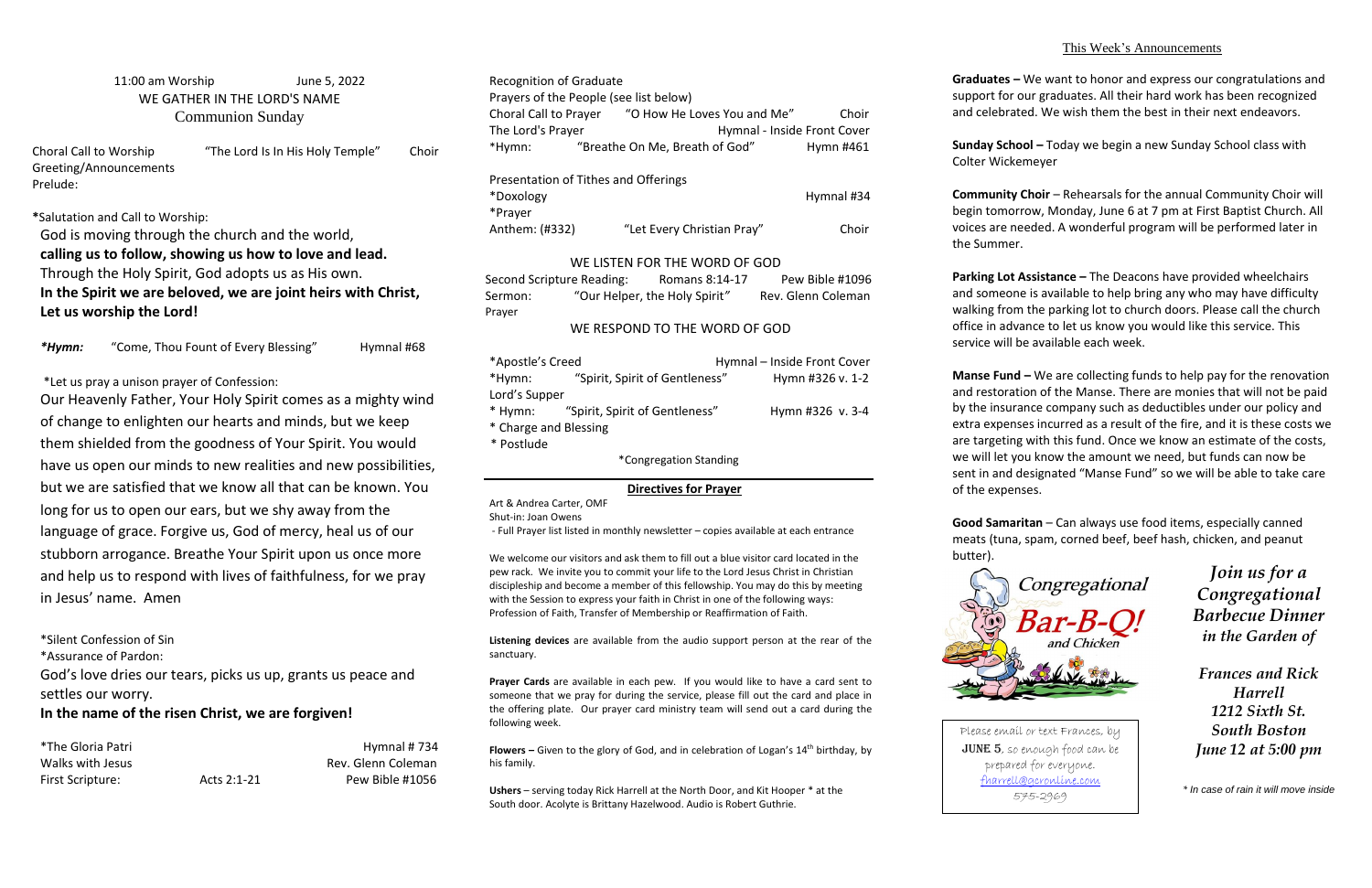11:00 am Worship June 5, 2022

## WE GATHER IN THE LORD'S NAME

### Communion Sunday

Choral Call to Worship "The Lord Is In His Holy Temple" Choir

Greeting/Announcements

Prelude:

*Salutation and Call to Worship:

God is moving through the church and the world,

**calling us to follow, showing us how to love and lead.**

Through the Holy Spirit, God adopts us as His own.

**In the Spirit we are beloved, we are joint heirs with Christ, Let us worship the Lord!**

***Hymn:*** "Come, Thou Fount of Every Blessing" Hymnal #68

*Let us pray a unison prayer of Confession:

Our Heavenly Father, Your Holy Spirit comes as a mighty wind of change to enlighten our hearts and minds, but we keep them shielded from the goodness of Your Spirit. You would have us open our minds to new realities and new possibilities, but we are satisfied that we know all that can be known. You long for us to open our ears, but we shy away from the language of grace. Forgive us, God of mercy, heal us of our stubborn arrogance. Breathe Your Spirit upon us once more and help us to respond with lives of faithfulness, for we pray in Jesus' name. Amen

*Silent Confession of Sin

*Assurance of Pardon:

God's love dries our tears, picks us up, grants us peace and settles our worry.

**In the name of the risen Christ, we are forgiven!**

*The Gloria Patri Hymnal # 734

Walks with Jesus Rev. Glenn Coleman

First Scripture: Acts 2:1-21 Pew Bible #1056

Recognition of Graduate

Prayers of the People (see list below)

Choral Call to Prayer "O How He Loves You and Me" Choir

The Lord's Prayer Hymnal - Inside Front Cover

*Hymn: "Breathe On Me, Breath of God" Hymn #461

Presentation of Tithes and Offerings

*Doxology Hymnal #34

*Prayer

Anthem: (#332) "Let Every Christian Pray" Choir

## WE LISTEN FOR THE WORD OF GOD

Second Scripture Reading: Romans 8:14-17 Pew Bible #1096

Sermon: "Our Helper, the Holy Spirit" Rev. Glenn Coleman

Prayer

## WE RESPOND TO THE WORD OF GOD

*Apostle's Creed Hymnal – Inside Front Cover

*Hymn: "Spirit, Spirit of Gentleness" Hymn #326 v. 1-2

Lord's Supper

* Hymn: "Spirit, Spirit of Gentleness" Hymn #326 v. 3-4

* Charge and Blessing

* Postlude

*Congregation Standing

### Directives for Prayer

Art & Andrea Carter, OMF

Shut-in: Joan Owens

- Full Prayer list listed in monthly newsletter – copies available at each entrance

We welcome our visitors and ask them to fill out a blue visitor card located in the pew rack. We invite you to commit your life to the Lord Jesus Christ in Christian discipleship and become a member of this fellowship. You may do this by meeting with the Session to express your faith in Christ in one of the following ways: Profession of Faith, Transfer of Membership or Reaffirmation of Faith.

**Listening devices** are available from the audio support person at the rear of the sanctuary.

**Prayer Cards** are available in each pew. If you would like to have a card sent to someone that we pray for during the service, please fill out the card and place in the offering plate. Our prayer card ministry team will send out a card during the following week.

**Flowers –** Given to the glory of God, and in celebration of Logan's 14th birthday, by his family.

**Ushers** – serving today Rick Harrell at the North Door, and Kit Hooper * at the South door. Acolyte is Brittany Hazelwood. Audio is Robert Guthrie.

## This Week's Announcements

**Graduates –** We want to honor and express our congratulations and support for our graduates. All their hard work has been recognized and celebrated. We wish them the best in their next endeavors.

**Sunday School –** Today we begin a new Sunday School class with Colter Wickemeyer

**Community Choir** – Rehearsals for the annual Community Choir will begin tomorrow, Monday, June 6 at 7 pm at First Baptist Church. All voices are needed. A wonderful program will be performed later in the Summer.

**Parking Lot Assistance –** The Deacons have provided wheelchairs and someone is available to help bring any who may have difficulty walking from the parking lot to church doors. Please call the church office in advance to let us know you would like this service. This service will be available each week.

**Manse Fund –** We are collecting funds to help pay for the renovation and restoration of the Manse. There are monies that will not be paid by the insurance company such as deductibles under our policy and extra expenses incurred as a result of the fire, and it is these costs we are targeting with this fund. Once we know an estimate of the costs, we will let you know the amount we need, but funds can now be sent in and designated "Manse Fund" so we will be able to take care of the expenses.

**Good Samaritan** – Can always use food items, especially canned meats (tuna, spam, corned beef, beef hash, chicken, and peanut butter).

Congregational Bar-B-Q! and Chicken

*Join us for a Congregational Barbecue Dinner in the Garden of*

*Frances and Rick Harrell*
*1212 Sixth St.*
*South Boston*
*June 12 at 5:00 pm*

Please email or text Frances, by JUNE 5, so enough food can be prepared for everyone.
fharrell@gcronline.com
575-2969

*\* In case of rain it will move inside*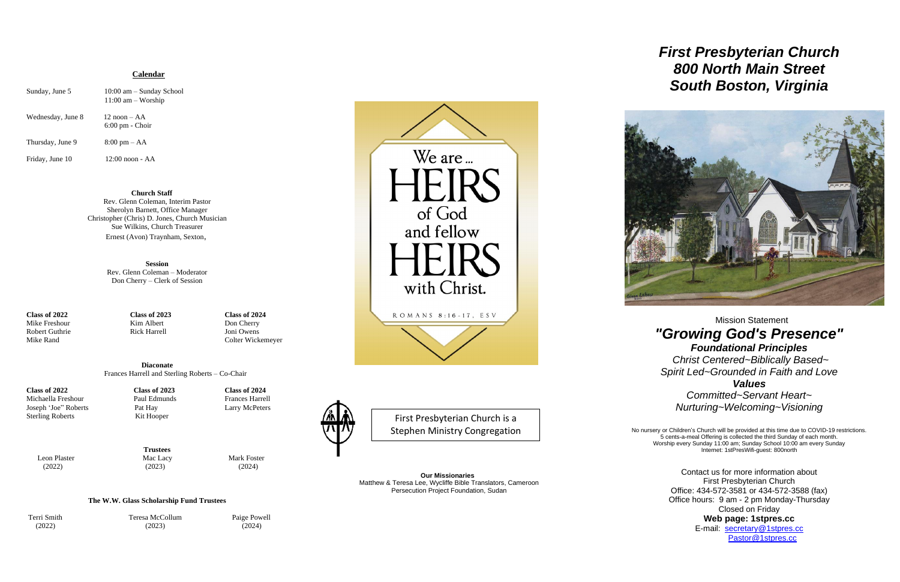## Calendar

| | |
|---|---|
| Sunday, June 5 | 10:00 am – Sunday School<br>11:00 am – Worship |
| Wednesday, June 8 | 12 noon – AA<br>6:00 pm - Choir |
| Thursday, June 9 | 8:00 pm – AA |
| Friday, June 10 | 12:00 noon - AA |

**Church Staff**

Rev. Glenn Coleman, Interim Pastor
Sherolyn Barnett, Office Manager
Christopher (Chris) D. Jones, Church Musician
Sue Wilkins, Church Treasurer
Ernest (Avon) Traynham, Sexton,

**Session**

Rev. Glenn Coleman – Moderator
Don Cherry – Clerk of Session

| Class of 2022 | Class of 2023 | Class of 2024 |
|---|---|---|
| Mike Freshour | Kim Albert | Don Cherry |
| Robert Guthrie | Rick Harrell | Joni Owens |
| Mike Rand | | Colter Wickemeyer |

**Diaconate**

Frances Harrell and Sterling Roberts – Co-Chair

| Class of 2022 | Class of 2023 | Class of 2024 |
|---|---|---|
| Michaella Freshour | Paul Edmunds | Frances Harrell |
| Joseph 'Joe" Roberts | Pat Hay | Larry McPeters |
| Sterling Roberts | Kit Hooper | |

**Trustees**

| | | |
|---|---|---|
| Leon Plaster (2022) | Mac Lacy (2023) | Mark Foster (2024) |

**The W.W. Glass Scholarship Fund Trustees**

| | | |
|---|---|---|
| Terri Smith (2022) | Teresa McCollum (2023) | Paige Powell (2024) |

We are ... HEIRS of God and fellow HEIRS with Christ.

ROMANS 8:16-17, ESV

First Presbyterian Church is a Stephen Ministry Congregation

**Our Missionaries**
Matthew & Teresa Lee, Wycliffe Bible Translators, Cameroon
Persecution Project Foundation, Sudan

# *First Presbyterian Church 800 North Main Street South Boston, Virginia*

Mission Statement

## *"Growing God's Presence"*

***Foundational Principles***

*Christ Centered~Biblically Based~*
*Spirit Led~Grounded in Faith and Love*

***Values***

*Committed~Servant Heart~*
*Nurturing~Welcoming~Visioning*

No nursery or Children's Church will be provided at this time due to COVID-19 restrictions.
5 cents-a-meal Offering is collected the third Sunday of each month.
Worship every Sunday 11:00 am; Sunday School 10:00 am every Sunday
Internet: 1stPresWifi-guest: 800north

Contact us for more information about
First Presbyterian Church
Office: 434-572-3581 or 434-572-3588 (fax)
Office hours: 9 am - 2 pm Monday-Thursday
Closed on Friday
**Web page: 1stpres.cc**
E-mail: secretary@1stpres.cc
Pastor@1stpres.cc